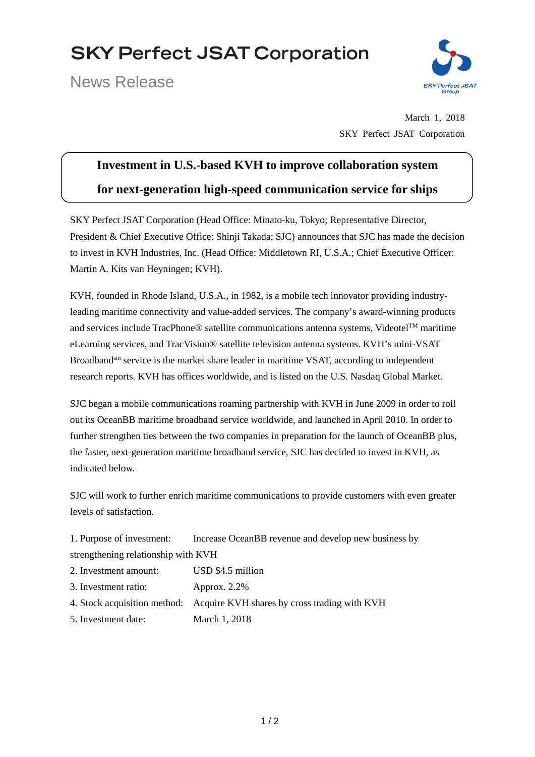# SKY Perfect JSAT Corporation

News Release

March 1, 2018
SKY Perfect JSAT Corporation

## Investment in U.S.-based KVH to improve collaboration system for next-generation high-speed communication service for ships

SKY Perfect JSAT Corporation (Head Office: Minato-ku, Tokyo; Representative Director, President & Chief Executive Office: Shinji Takada; SJC) announces that SJC has made the decision to invest in KVH Industries, Inc. (Head Office: Middletown RI, U.S.A.; Chief Executive Officer: Martin A. Kits van Heyningen; KVH).

KVH, founded in Rhode Island, U.S.A., in 1982, is a mobile tech innovator providing industry-leading maritime connectivity and value-added services. The company's award-winning products and services include TracPhone® satellite communications antenna systems, Videotel™ maritime eLearning services, and TracVision® satellite television antenna systems. KVH's mini-VSAT Broadband℠ service is the market share leader in maritime VSAT, according to independent research reports. KVH has offices worldwide, and is listed on the U.S. Nasdaq Global Market.

SJC began a mobile communications roaming partnership with KVH in June 2009 in order to roll out its OceanBB maritime broadband service worldwide, and launched in April 2010. In order to further strengthen ties between the two companies in preparation for the launch of OceanBB plus, the faster, next-generation maritime broadband service, SJC has decided to invest in KVH, as indicated below.

SJC will work to further enrich maritime communications to provide customers with even greater levels of satisfaction.

1. Purpose of investment: Increase OceanBB revenue and develop new business by strengthening relationship with KVH
2. Investment amount: USD $4.5 million
3. Investment ratio: Approx. 2.2%
4. Stock acquisition method: Acquire KVH shares by cross trading with KVH
5. Investment date: March 1, 2018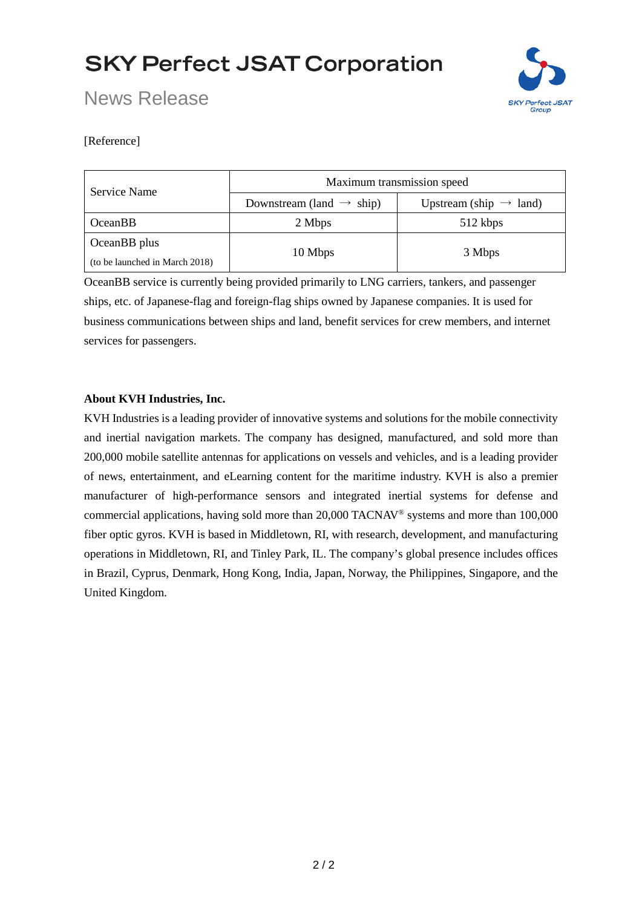[Reference]

| Service Name | Maximum transmission speed | |
|---|---|---|
| | Downstream (land → ship) | Upstream (ship → land) |
| OceanBB | 2 Mbps | 512 kbps |
| OceanBB plus (to be launched in March 2018) | 10 Mbps | 3 Mbps |

OceanBB service is currently being provided primarily to LNG carriers, tankers, and passenger ships, etc. of Japanese-flag and foreign-flag ships owned by Japanese companies. It is used for business communications between ships and land, benefit services for crew members, and internet services for passengers.

**About KVH Industries, Inc.**

KVH Industries is a leading provider of innovative systems and solutions for the mobile connectivity and inertial navigation markets. The company has designed, manufactured, and sold more than 200,000 mobile satellite antennas for applications on vessels and vehicles, and is a leading provider of news, entertainment, and eLearning content for the maritime industry. KVH is also a premier manufacturer of high-performance sensors and integrated inertial systems for defense and commercial applications, having sold more than 20,000 TACNAV® systems and more than 100,000 fiber optic gyros. KVH is based in Middletown, RI, with research, development, and manufacturing operations in Middletown, RI, and Tinley Park, IL. The company's global presence includes offices in Brazil, Cyprus, Denmark, Hong Kong, India, Japan, Norway, the Philippines, Singapore, and the United Kingdom.